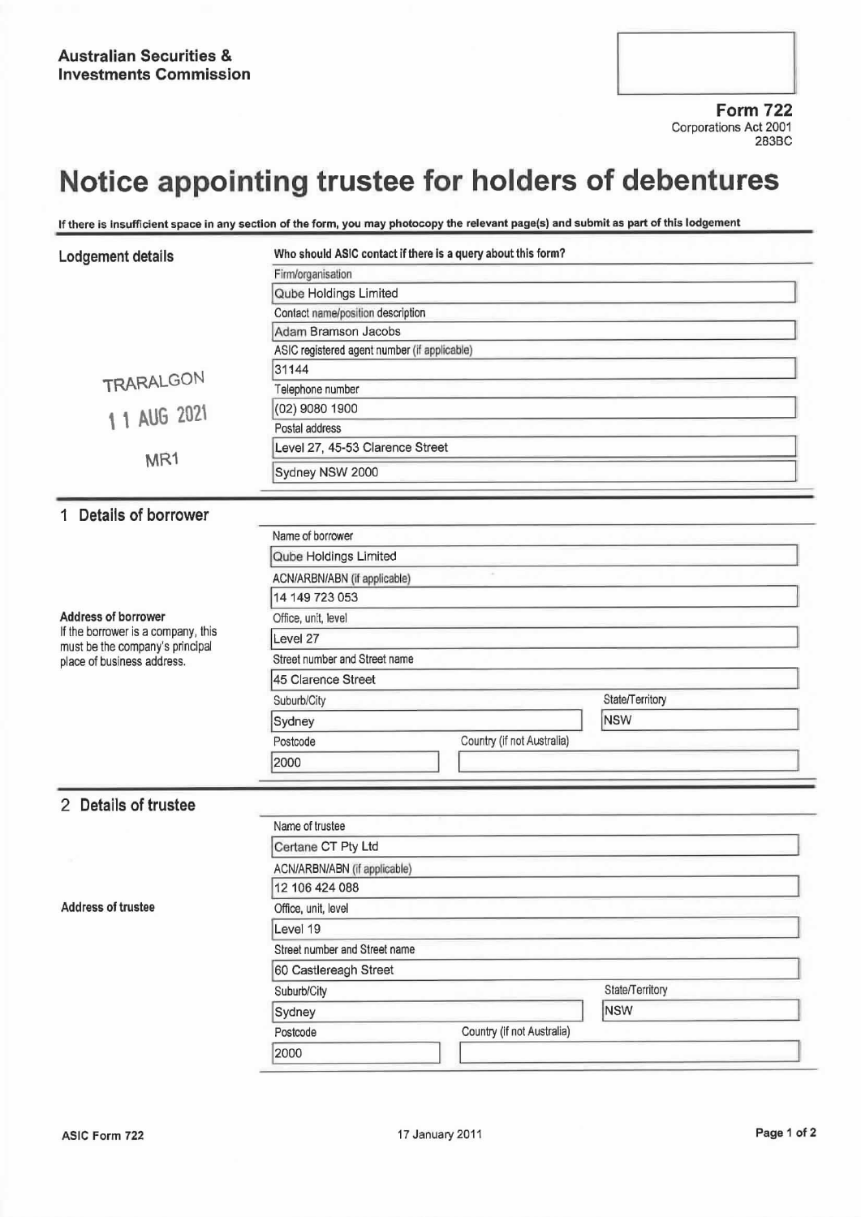**Australian Securities & Investments Commission**

**Form 722**
Corporations Act 2001
283BC

# Notice appointing trustee for holders of debentures

**If there is insufficient space in any section of the form, you may photocopy the relevant page(s) and submit as part of this lodgement**

## Lodgement details

**Who should ASIC contact if there is a query about this form?**

Firm/organisation
Qube Holdings Limited

Contact name/position description
Adam Bramson Jacobs

ASIC registered agent number (if applicable)
31144

Telephone number
(02) 9080 1900

Postal address
Level 27, 45-53 Clarence Street
Sydney NSW 2000

TRARALGON
11 AUG 2021
MR1

## 1 Details of borrower

Name of borrower
Qube Holdings Limited

ACN/ARBN/ABN (if applicable)
14 149 723 053

**Address of borrower**
If the borrower is a company, this must be the company's principal place of business address.

Office, unit, level
Level 27

Street number and Street name
45 Clarence Street

Suburb/City
Sydney

State/Territory
NSW

Postcode
2000

Country (if not Australia)

## 2 Details of trustee

Name of trustee
Certane CT Pty Ltd

ACN/ARBN/ABN (if applicable)
12 106 424 088

**Address of trustee**

Office, unit, level
Level 19

Street number and Street name
60 Castlereagh Street

Suburb/City
Sydney

State/Territory
NSW

Postcode
2000

Country (if not Australia)

ASIC Form 722 17 January 2011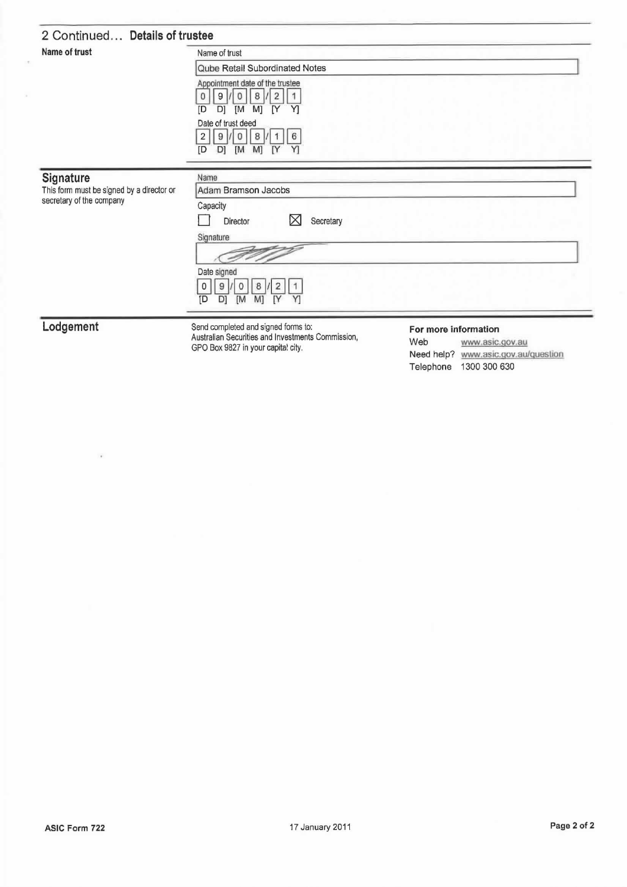## 2 Continued... **Details of trustee**

**Name of trust**

Name of trust

Qube Retail Subordinated Notes

Appointment date of the trustee

09/08/21
[D D] [M M] [Y Y]

Date of trust deed

29/08/16
[D D] [M M] [Y Y]

## Signature

This form must be signed by a director or secretary of the company

Name

Adam Bramson Jacobs

Capacity

☐ Director ☒ Secretary

Signature

Date signed

09/08/21
[D D] [M M] [Y Y]

## Lodgement

Send completed and signed forms to:
Australian Securities and Investments Commission,
GPO Box 9827 in your capital city.

**For more information**

Web www.asic.gov.au
Need help? www.asic.gov.au/question
Telephone 1300 300 630

ASIC Form 722 17 January 2011